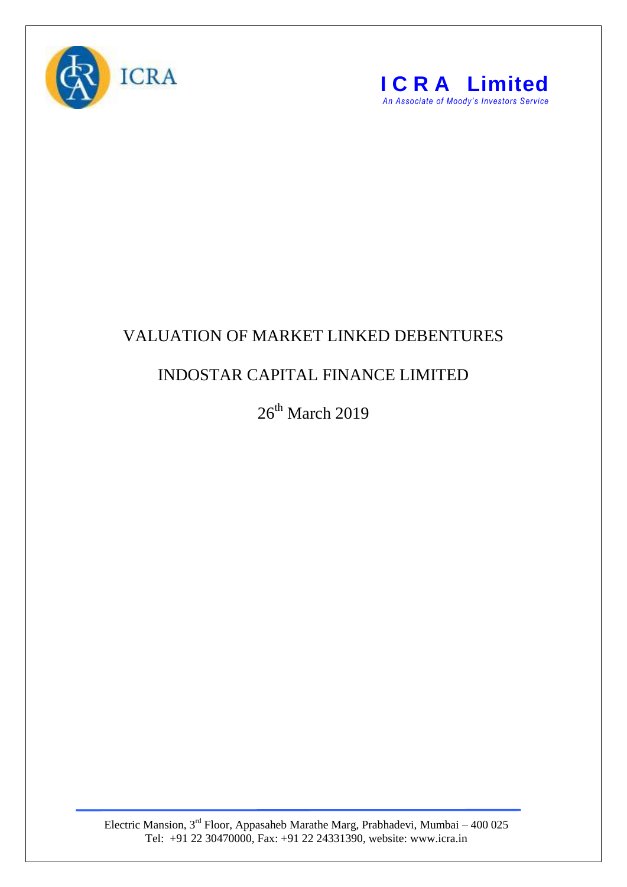ICRA

**I C R A Limited**

*An Associate of Moody's Investors Service*

# VALUATION OF MARKET LINKED DEBENTURES

# INDOSTAR CAPITAL FINANCE LIMITED

## 26th March 2019

Electric Mansion, 3rd Floor, Appasaheb Marathe Marg, Prabhadevi, Mumbai – 400 025
Tel: +91 22 30470000, Fax: +91 22 24331390, website: www.icra.in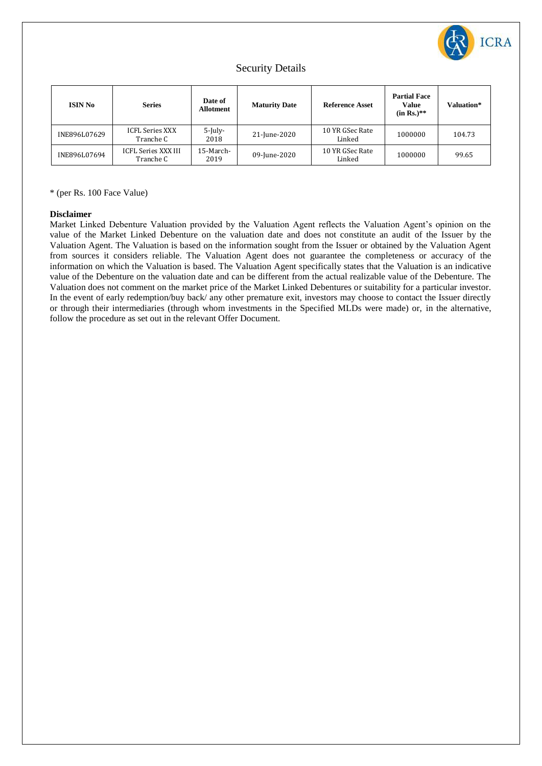## Security Details

| ISIN No | Series | Date of Allotment | Maturity Date | Reference Asset | Partial Face Value (in Rs.)** | Valuation* |
|---|---|---|---|---|---|---|
| INE896L07629 | ICFL Series XXX Tranche C | 5-July-2018 | 21-June-2020 | 10 YR GSec Rate Linked | 1000000 | 104.73 |
| INE896L07694 | ICFL Series XXX III Tranche C | 15-March-2019 | 09-June-2020 | 10 YR GSec Rate Linked | 1000000 | 99.65 |

* (per Rs. 100 Face Value)

**Disclaimer**

Market Linked Debenture Valuation provided by the Valuation Agent reflects the Valuation Agent's opinion on the value of the Market Linked Debenture on the valuation date and does not constitute an audit of the Issuer by the Valuation Agent. The Valuation is based on the information sought from the Issuer or obtained by the Valuation Agent from sources it considers reliable. The Valuation Agent does not guarantee the completeness or accuracy of the information on which the Valuation is based. The Valuation Agent specifically states that the Valuation is an indicative value of the Debenture on the valuation date and can be different from the actual realizable value of the Debenture. The Valuation does not comment on the market price of the Market Linked Debentures or suitability for a particular investor. In the event of early redemption/buy back/ any other premature exit, investors may choose to contact the Issuer directly or through their intermediaries (through whom investments in the Specified MLDs were made) or, in the alternative, follow the procedure as set out in the relevant Offer Document.